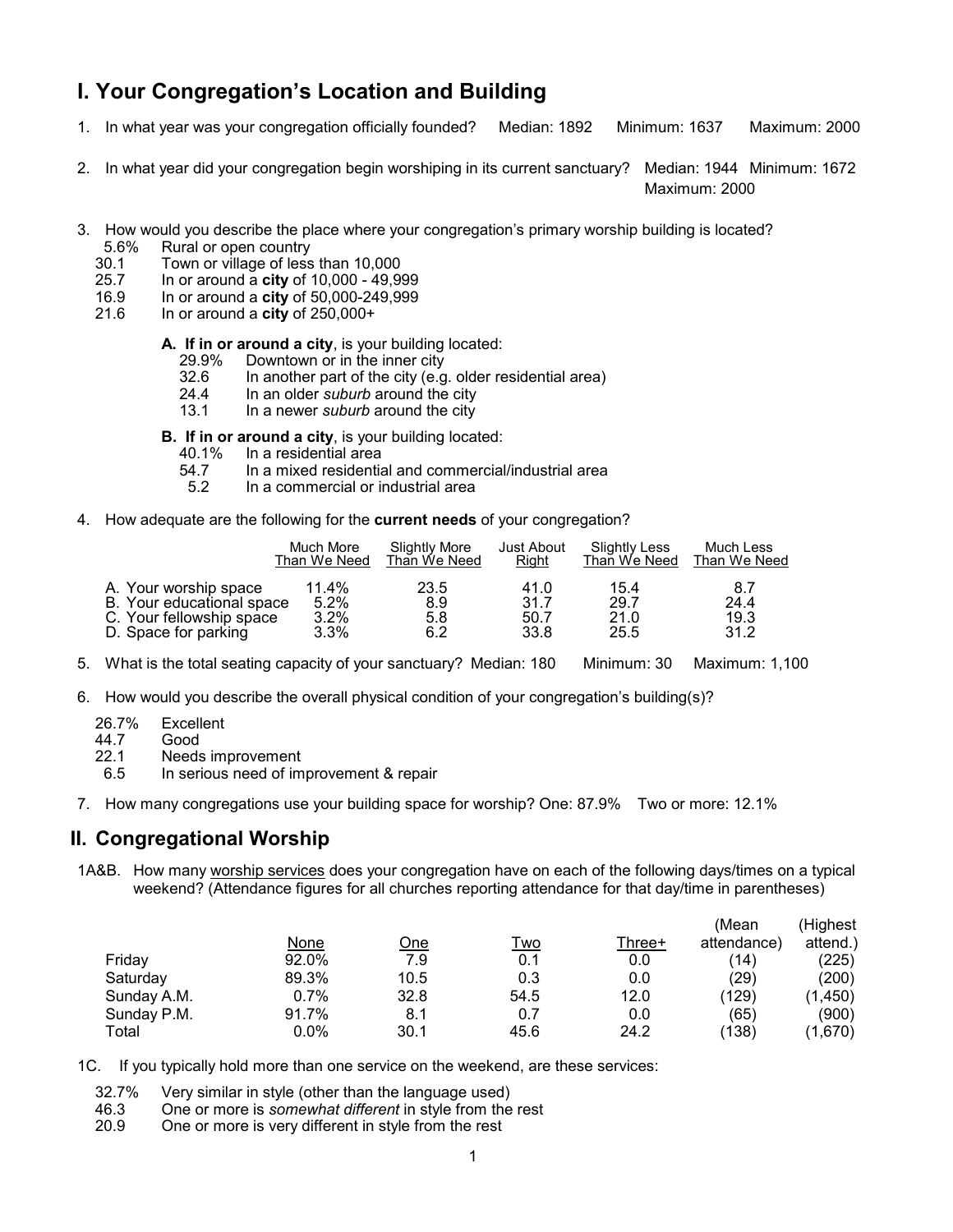## I. Your Congregation's Location and Building

1. In what year was your congregation officially founded? Median: 1892 Minimum: 1637 Maximum: 2000

2. In what year did your congregation begin worshiping in its current sanctuary? Median: 1944 Minimum: 1672 Maximum: 2000

3. How would you describe the place where your congregation's primary worship building is located?
   - 5.6% Rural or open country
   - 30.1 Town or village of less than 10,000
   - 25.7 In or around a **city** of 10,000 - 49,999
   - 16.9 In or around a **city** of 50,000-249,999
   - 21.6 In or around a **city** of 250,000+

   **A. If in or around a city**, is your building located:
   - 29.9% Downtown or in the inner city
   - 32.6 In another part of the city (e.g. older residential area)
   - 24.4 In an older *suburb* around the city
   - 13.1 In a newer *suburb* around the city

   **B. If in or around a city**, is your building located:
   - 40.1% In a residential area
   - 54.7 In a mixed residential and commercial/industrial area
   - 5.2 In a commercial or industrial area

4. How adequate are the following for the **current needs** of your congregation?

| | Much More Than We Need | Slightly More Than We Need | Just About Right | Slightly Less Than We Need | Much Less Than We Need |
|---|---|---|---|---|---|
| A. Your worship space | 11.4% | 23.5 | 41.0 | 15.4 | 8.7 |
| B. Your educational space | 5.2% | 8.9 | 31.7 | 29.7 | 24.4 |
| C. Your fellowship space | 3.2% | 5.8 | 50.7 | 21.0 | 19.3 |
| D. Space for parking | 3.3% | 6.2 | 33.8 | 25.5 | 31.2 |

5. What is the total seating capacity of your sanctuary? Median: 180 Minimum: 30 Maximum: 1,100

6. How would you describe the overall physical condition of your congregation's building(s)?
   - 26.7% Excellent
   - 44.7 Good
   - 22.1 Needs improvement
   - 6.5 In serious need of improvement & repair

7. How many congregations use your building space for worship? One: 87.9% Two or more: 12.1%

## II. Congregational Worship

1A&B. How many worship services does your congregation have on each of the following days/times on a typical weekend? (Attendance figures for all churches reporting attendance for that day/time in parentheses)

| | None | One | Two | Three+ | (Mean attendance) | (Highest attend.) |
|---|---|---|---|---|---|---|
| Friday | 92.0% | 7.9 | 0.1 | 0.0 | (14) | (225) |
| Saturday | 89.3% | 10.5 | 0.3 | 0.0 | (29) | (200) |
| Sunday A.M. | 0.7% | 32.8 | 54.5 | 12.0 | (129) | (1,450) |
| Sunday P.M. | 91.7% | 8.1 | 0.7 | 0.0 | (65) | (900) |
| Total | 0.0% | 30.1 | 45.6 | 24.2 | (138) | (1,670) |

1C. If you typically hold more than one service on the weekend, are these services:
   - 32.7% Very similar in style (other than the language used)
   - 46.3 One or more is *somewhat different* in style from the rest
   - 20.9 One or more is very different in style from the rest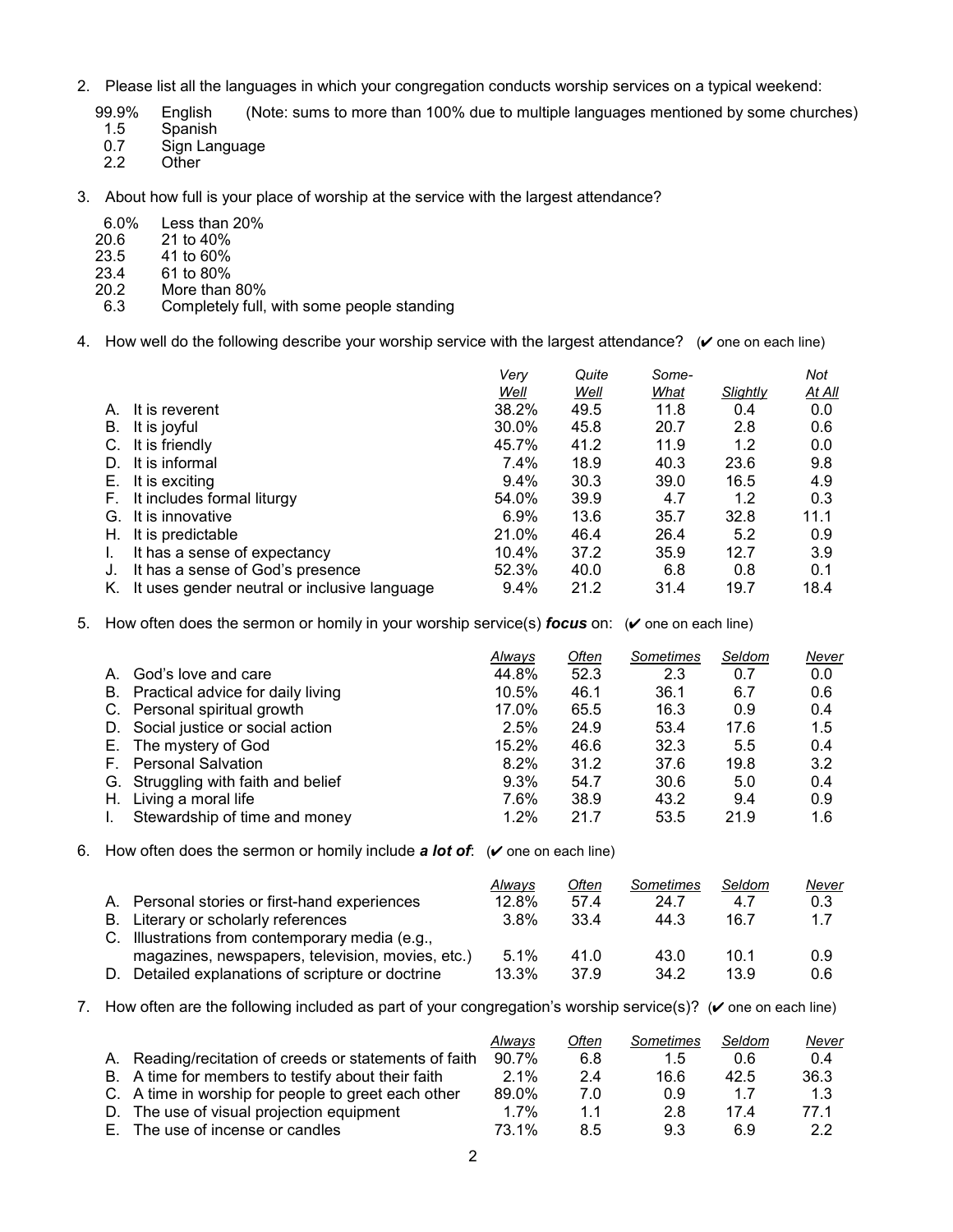2. Please list all the languages in which your congregation conducts worship services on a typical weekend:

| | | |
|---|---|---|
| 99.9% | English | (Note: sums to more than 100% due to multiple languages mentioned by some churches) |
| 1.5 | Spanish | |
| 0.7 | Sign Language | |
| 2.2 | Other | |

3. About how full is your place of worship at the service with the largest attendance?

| | |
|---|---|
| 6.0% | Less than 20% |
| 20.6 | 21 to 40% |
| 23.5 | 41 to 60% |
| 23.4 | 61 to 80% |
| 20.2 | More than 80% |
| 6.3 | Completely full, with some people standing |

4. How well do the following describe your worship service with the largest attendance? (✔ one on each line)

| | *Very Well* | *Quite Well* | *Some-What* | *Slightly* | *Not At All* |
|---|---|---|---|---|---|
| A. It is reverent | 38.2% | 49.5 | 11.8 | 0.4 | 0.0 |
| B. It is joyful | 30.0% | 45.8 | 20.7 | 2.8 | 0.6 |
| C. It is friendly | 45.7% | 41.2 | 11.9 | 1.2 | 0.0 |
| D. It is informal | 7.4% | 18.9 | 40.3 | 23.6 | 9.8 |
| E. It is exciting | 9.4% | 30.3 | 39.0 | 16.5 | 4.9 |
| F. It includes formal liturgy | 54.0% | 39.9 | 4.7 | 1.2 | 0.3 |
| G. It is innovative | 6.9% | 13.6 | 35.7 | 32.8 | 11.1 |
| H. It is predictable | 21.0% | 46.4 | 26.4 | 5.2 | 0.9 |
| I. It has a sense of expectancy | 10.4% | 37.2 | 35.9 | 12.7 | 3.9 |
| J. It has a sense of God's presence | 52.3% | 40.0 | 6.8 | 0.8 | 0.1 |
| K. It uses gender neutral or inclusive language | 9.4% | 21.2 | 31.4 | 19.7 | 18.4 |

5. How often does the sermon or homily in your worship service(s) ***focus*** on: (✔ one on each line)

| | *Always* | *Often* | *Sometimes* | *Seldom* | *Never* |
|---|---|---|---|---|---|
| A. God's love and care | 44.8% | 52.3 | 2.3 | 0.7 | 0.0 |
| B. Practical advice for daily living | 10.5% | 46.1 | 36.1 | 6.7 | 0.6 |
| C. Personal spiritual growth | 17.0% | 65.5 | 16.3 | 0.9 | 0.4 |
| D. Social justice or social action | 2.5% | 24.9 | 53.4 | 17.6 | 1.5 |
| E. The mystery of God | 15.2% | 46.6 | 32.3 | 5.5 | 0.4 |
| F. Personal Salvation | 8.2% | 31.2 | 37.6 | 19.8 | 3.2 |
| G. Struggling with faith and belief | 9.3% | 54.7 | 30.6 | 5.0 | 0.4 |
| H. Living a moral life | 7.6% | 38.9 | 43.2 | 9.4 | 0.9 |
| I. Stewardship of time and money | 1.2% | 21.7 | 53.5 | 21.9 | 1.6 |

6. How often does the sermon or homily include ***a lot of***: (✔ one on each line)

| | *Always* | *Often* | *Sometimes* | *Seldom* | *Never* |
|---|---|---|---|---|---|
| A. Personal stories or first-hand experiences | 12.8% | 57.4 | 24.7 | 4.7 | 0.3 |
| B. Literary or scholarly references | 3.8% | 33.4 | 44.3 | 16.7 | 1.7 |
| C. Illustrations from contemporary media (e.g., magazines, newspapers, television, movies, etc.) | 5.1% | 41.0 | 43.0 | 10.1 | 0.9 |
| D. Detailed explanations of scripture or doctrine | 13.3% | 37.9 | 34.2 | 13.9 | 0.6 |

7. How often are the following included as part of your congregation's worship service(s)? (✔ one on each line)

| | *Always* | *Often* | *Sometimes* | *Seldom* | *Never* |
|---|---|---|---|---|---|
| A. Reading/recitation of creeds or statements of faith | 90.7% | 6.8 | 1.5 | 0.6 | 0.4 |
| B. A time for members to testify about their faith | 2.1% | 2.4 | 16.6 | 42.5 | 36.3 |
| C. A time in worship for people to greet each other | 89.0% | 7.0 | 0.9 | 1.7 | 1.3 |
| D. The use of visual projection equipment | 1.7% | 1.1 | 2.8 | 17.4 | 77.1 |
| E. The use of incense or candles | 73.1% | 8.5 | 9.3 | 6.9 | 2.2 |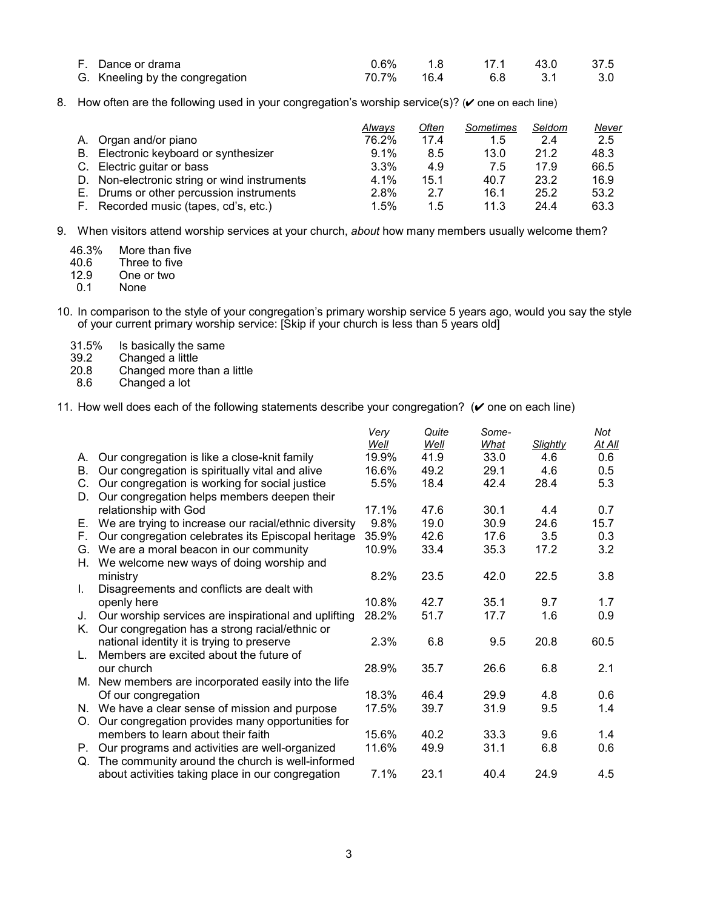| | | | | | |
|---|---|---|---|---|---|
| F. | Dance or drama | 0.6% | 1.8 | 17.1 | 43.0 | 37.5 |
| G. | Kneeling by the congregation | 70.7% | 16.4 | 6.8 | 3.1 | 3.0 |

8. How often are the following used in your congregation's worship service(s)? (✔ one on each line)

| | | *Always* | *Often* | *Sometimes* | *Seldom* | *Never* |
|---|---|---|---|---|---|---|
| A. | Organ and/or piano | 76.2% | 17.4 | 1.5 | 2.4 | 2.5 |
| B. | Electronic keyboard or synthesizer | 9.1% | 8.5 | 13.0 | 21.2 | 48.3 |
| C. | Electric guitar or bass | 3.3% | 4.9 | 7.5 | 17.9 | 66.5 |
| D. | Non-electronic string or wind instruments | 4.1% | 15.1 | 40.7 | 23.2 | 16.9 |
| E. | Drums or other percussion instruments | 2.8% | 2.7 | 16.1 | 25.2 | 53.2 |
| F. | Recorded music (tapes, cd's, etc.) | 1.5% | 1.5 | 11.3 | 24.4 | 63.3 |

9. When visitors attend worship services at your church, *about* how many members usually welcome them?

| | |
|---|---|
| 46.3% | More than five |
| 40.6 | Three to five |
| 12.9 | One or two |
| 0.1 | None |

10. In comparison to the style of your congregation's primary worship service 5 years ago, would you say the style of your current primary worship service: [Skip if your church is less than 5 years old]

| | |
|---|---|
| 31.5% | Is basically the same |
| 39.2 | Changed a little |
| 20.8 | Changed more than a little |
| 8.6 | Changed a lot |

11. How well does each of the following statements describe your congregation? (✔ one on each line)

| | | *Very Well* | *Quite Well* | *Some-What* | *Slightly* | *Not At All* |
|---|---|---|---|---|---|---|
| A. | Our congregation is like a close-knit family | 19.9% | 41.9 | 33.0 | 4.6 | 0.6 |
| B. | Our congregation is spiritually vital and alive | 16.6% | 49.2 | 29.1 | 4.6 | 0.5 |
| C. | Our congregation is working for social justice | 5.5% | 18.4 | 42.4 | 28.4 | 5.3 |
| D. | Our congregation helps members deepen their relationship with God | 17.1% | 47.6 | 30.1 | 4.4 | 0.7 |
| E. | We are trying to increase our racial/ethnic diversity | 9.8% | 19.0 | 30.9 | 24.6 | 15.7 |
| F. | Our congregation celebrates its Episcopal heritage | 35.9% | 42.6 | 17.6 | 3.5 | 0.3 |
| G. | We are a moral beacon in our community | 10.9% | 33.4 | 35.3 | 17.2 | 3.2 |
| H. | We welcome new ways of doing worship and ministry | 8.2% | 23.5 | 42.0 | 22.5 | 3.8 |
| I. | Disagreements and conflicts are dealt with openly here | 10.8% | 42.7 | 35.1 | 9.7 | 1.7 |
| J. | Our worship services are inspirational and uplifting | 28.2% | 51.7 | 17.7 | 1.6 | 0.9 |
| K. | Our congregation has a strong racial/ethnic or national identity it is trying to preserve | 2.3% | 6.8 | 9.5 | 20.8 | 60.5 |
| L. | Members are excited about the future of our church | 28.9% | 35.7 | 26.6 | 6.8 | 2.1 |
| M. | New members are incorporated easily into the life Of our congregation | 18.3% | 46.4 | 29.9 | 4.8 | 0.6 |
| N. | We have a clear sense of mission and purpose | 17.5% | 39.7 | 31.9 | 9.5 | 1.4 |
| O. | Our congregation provides many opportunities for members to learn about their faith | 15.6% | 40.2 | 33.3 | 9.6 | 1.4 |
| P. | Our programs and activities are well-organized | 11.6% | 49.9 | 31.1 | 6.8 | 0.6 |
| Q. | The community around the church is well-informed about activities taking place in our congregation | 7.1% | 23.1 | 40.4 | 24.9 | 4.5 |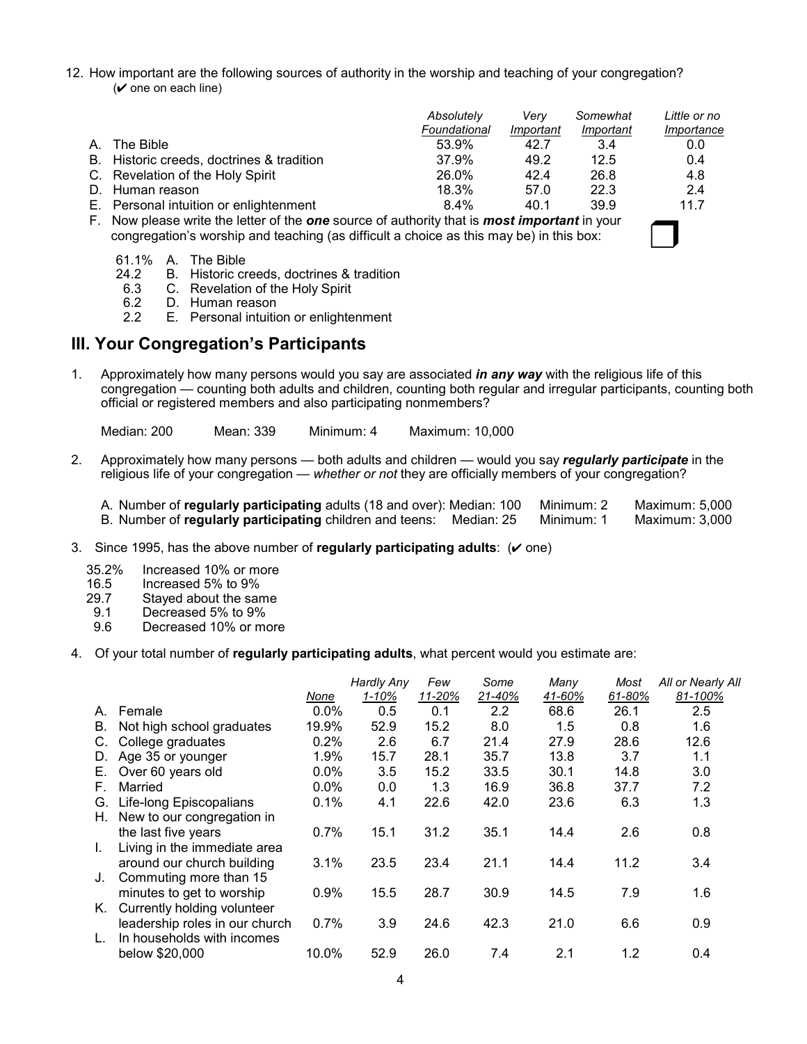12. How important are the following sources of authority in the worship and teaching of your congregation? (✔ one on each line)

| | *Absolutely Foundational* | *Very Important* | *Somewhat Important* | *Little or no Importance* |
|---|---|---|---|---|
| A. The Bible | 53.9% | 42.7 | 3.4 | 0.0 |
| B. Historic creeds, doctrines & tradition | 37.9% | 49.2 | 12.5 | 0.4 |
| C. Revelation of the Holy Spirit | 26.0% | 42.4 | 26.8 | 4.8 |
| D. Human reason | 18.3% | 57.0 | 22.3 | 2.4 |
| E. Personal intuition or enlightenment | 8.4% | 40.1 | 39.9 | 11.7 |

F. Now please write the letter of the ***one*** source of authority that is ***most important*** in your congregation's worship and teaching (as difficult a choice as this may be) in this box: ❒

- 61.1% A. The Bible
- 24.2 B. Historic creeds, doctrines & tradition
- 6.3 C. Revelation of the Holy Spirit
- 6.2 D. Human reason
- 2.2 E. Personal intuition or enlightenment

## III. Your Congregation's Participants

1. Approximately how many persons would you say are associated ***in any way*** with the religious life of this congregation — counting both adults and children, counting both regular and irregular participants, counting both official or registered members and also participating nonmembers?

   Median: 200 Mean: 339 Minimum: 4 Maximum: 10,000

2. Approximately how many persons — both adults and children — would you say ***regularly participate*** in the religious life of your congregation — *whether or not* they are officially members of your congregation?

   A. Number of **regularly participating** adults (18 and over): Median: 100 Minimum: 2 Maximum: 5,000
   B. Number of **regularly participating** children and teens: Median: 25 Minimum: 1 Maximum: 3,000

3. Since 1995, has the above number of **regularly participating adults**: (✔ one)

   - 35.2% Increased 10% or more
   - 16.5 Increased 5% to 9%
   - 29.7 Stayed about the same
   - 9.1 Decreased 5% to 9%
   - 9.6 Decreased 10% or more

4. Of your total number of **regularly participating adults**, what percent would you estimate are:

| | None | Hardly Any 1-10% | Few 11-20% | Some 21-40% | Many 41-60% | Most 61-80% | All or Nearly All 81-100% |
|---|---|---|---|---|---|---|---|
| A. Female | 0.0% | 0.5 | 0.1 | 2.2 | 68.6 | 26.1 | 2.5 |
| B. Not high school graduates | 19.9% | 52.9 | 15.2 | 8.0 | 1.5 | 0.8 | 1.6 |
| C. College graduates | 0.2% | 2.6 | 6.7 | 21.4 | 27.9 | 28.6 | 12.6 |
| D. Age 35 or younger | 1.9% | 15.7 | 28.1 | 35.7 | 13.8 | 3.7 | 1.1 |
| E. Over 60 years old | 0.0% | 3.5 | 15.2 | 33.5 | 30.1 | 14.8 | 3.0 |
| F. Married | 0.0% | 0.0 | 1.3 | 16.9 | 36.8 | 37.7 | 7.2 |
| G. Life-long Episcopalians | 0.1% | 4.1 | 22.6 | 42.0 | 23.6 | 6.3 | 1.3 |
| H. New to our congregation in the last five years | 0.7% | 15.1 | 31.2 | 35.1 | 14.4 | 2.6 | 0.8 |
| I. Living in the immediate area around our church building | 3.1% | 23.5 | 23.4 | 21.1 | 14.4 | 11.2 | 3.4 |
| J. Commuting more than 15 minutes to get to worship | 0.9% | 15.5 | 28.7 | 30.9 | 14.5 | 7.9 | 1.6 |
| K. Currently holding volunteer leadership roles in our church | 0.7% | 3.9 | 24.6 | 42.3 | 21.0 | 6.6 | 0.9 |
| L. In households with incomes below $20,000 | 10.0% | 52.9 | 26.0 | 7.4 | 2.1 | 1.2 | 0.4 |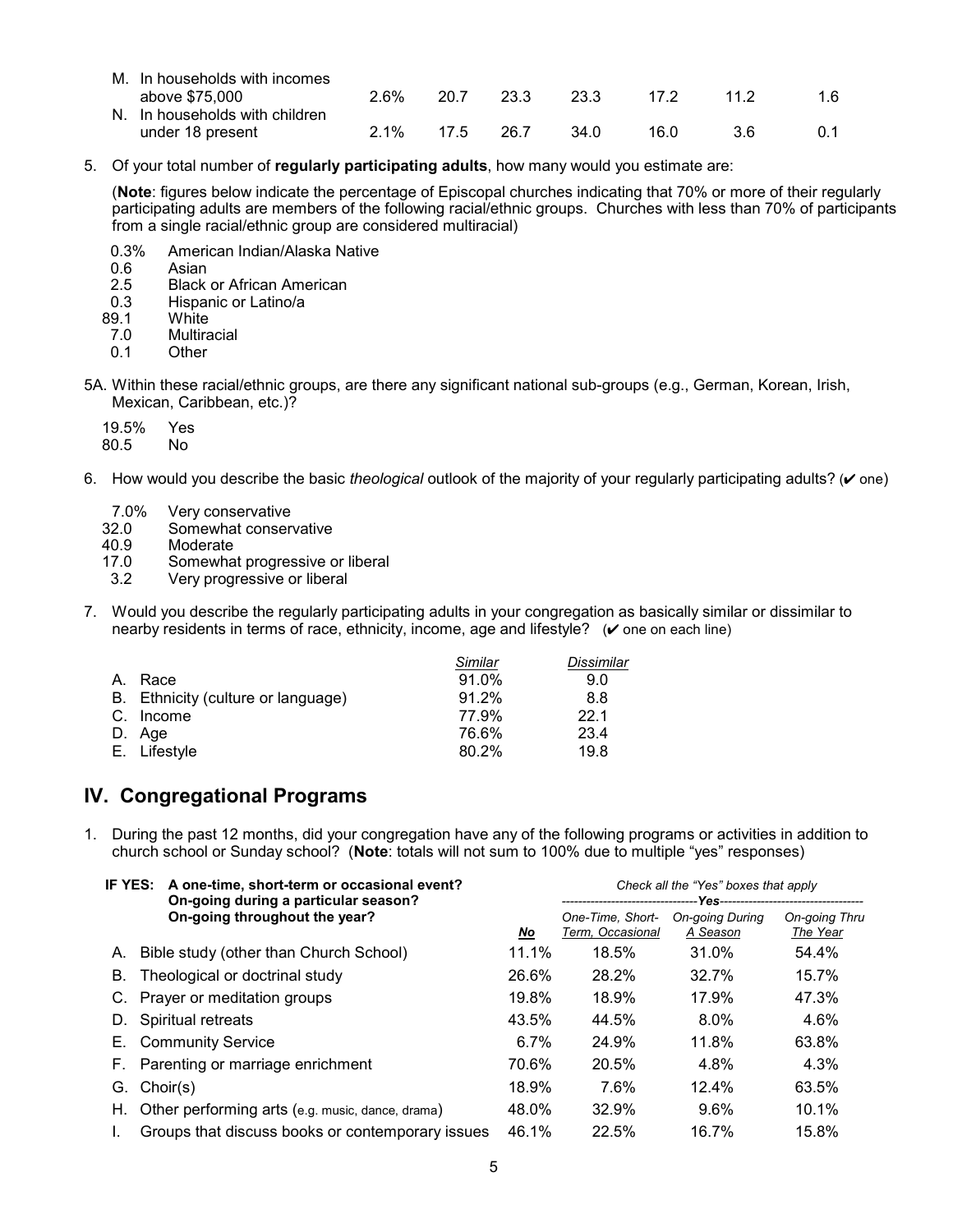| | | | | | | | |
|---|---|---|---|---|---|---|---|
| M. In households with incomes above $75,000 | 2.6% | 20.7 | 23.3 | 23.3 | 17.2 | 11.2 | 1.6 |
| N. In households with children under 18 present | 2.1% | 17.5 | 26.7 | 34.0 | 16.0 | 3.6 | 0.1 |

5. Of your total number of **regularly participating adults**, how many would you estimate are:

   (**Note**: figures below indicate the percentage of Episcopal churches indicating that 70% or more of their regularly participating adults are members of the following racial/ethnic groups. Churches with less than 70% of participants from a single racial/ethnic group are considered multiracial)

   - 0.3% American Indian/Alaska Native
   - 0.6 Asian
   - 2.5 Black or African American
   - 0.3 Hispanic or Latino/a
   - 89.1 White
   - 7.0 Multiracial
   - 0.1 Other

5A. Within these racial/ethnic groups, are there any significant national sub-groups (e.g., German, Korean, Irish, Mexican, Caribbean, etc.)?

   - 19.5% Yes
   - 80.5 No

6. How would you describe the basic *theological* outlook of the majority of your regularly participating adults? (✔ one)

   - 7.0% Very conservative
   - 32.0 Somewhat conservative
   - 40.9 Moderate
   - 17.0 Somewhat progressive or liberal
   - 3.2 Very progressive or liberal

7. Would you describe the regularly participating adults in your congregation as basically similar or dissimilar to nearby residents in terms of race, ethnicity, income, age and lifestyle? (✔ one on each line)

| | *Similar* | *Dissimilar* |
|---|---|---|
| A. Race | 91.0% | 9.0 |
| B. Ethnicity (culture or language) | 91.2% | 8.8 |
| C. Income | 77.9% | 22.1 |
| D. Age | 76.6% | 23.4 |
| E. Lifestyle | 80.2% | 19.8 |

## IV. Congregational Programs

1. During the past 12 months, did your congregation have any of the following programs or activities in addition to church school or Sunday school? (**Note**: totals will not sum to 100% due to multiple "yes" responses)

| **IF YES: A one-time, short-term or occasional event? On-going during a particular season? On-going throughout the year?** | | *Check all the "Yes" boxes that apply* ---Yes--- | | |
|---|---|---|---|---|
| | ***No*** | *One-Time, Short-Term, Occasional* | *On-going During A Season* | *On-going Thru The Year* |
| A. Bible study (other than Church School) | 11.1% | 18.5% | 31.0% | 54.4% |
| B. Theological or doctrinal study | 26.6% | 28.2% | 32.7% | 15.7% |
| C. Prayer or meditation groups | 19.8% | 18.9% | 17.9% | 47.3% |
| D. Spiritual retreats | 43.5% | 44.5% | 8.0% | 4.6% |
| E. Community Service | 6.7% | 24.9% | 11.8% | 63.8% |
| F. Parenting or marriage enrichment | 70.6% | 20.5% | 4.8% | 4.3% |
| G. Choir(s) | 18.9% | 7.6% | 12.4% | 63.5% |
| H. Other performing arts (e.g. music, dance, drama) | 48.0% | 32.9% | 9.6% | 10.1% |
| I. Groups that discuss books or contemporary issues | 46.1% | 22.5% | 16.7% | 15.8% |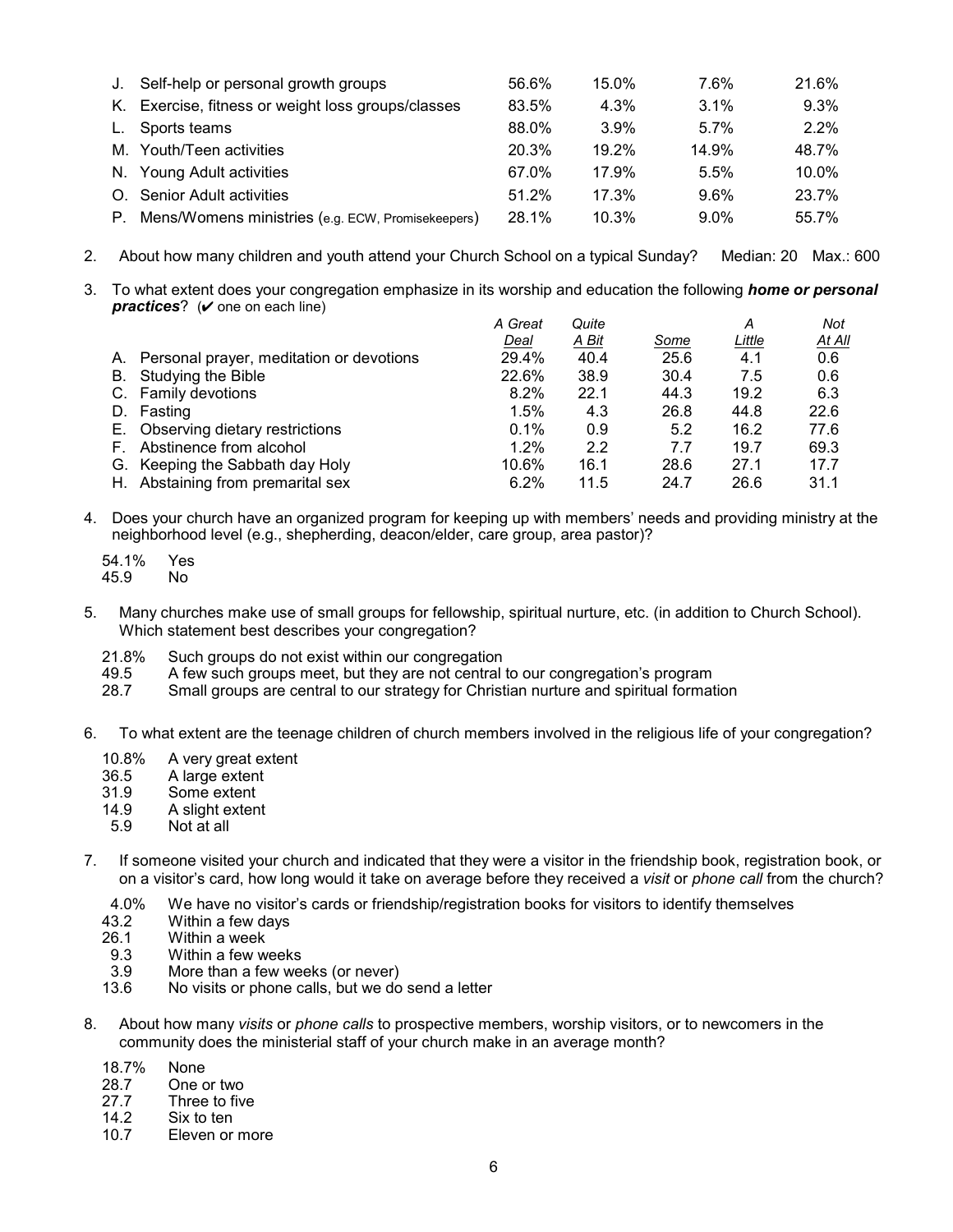| | | | | | |
|---|---|---|---|---|---|
| J. | Self-help or personal growth groups | 56.6% | 15.0% | 7.6% | 21.6% |
| K. | Exercise, fitness or weight loss groups/classes | 83.5% | 4.3% | 3.1% | 9.3% |
| L. | Sports teams | 88.0% | 3.9% | 5.7% | 2.2% |
| M. | Youth/Teen activities | 20.3% | 19.2% | 14.9% | 48.7% |
| N. | Young Adult activities | 67.0% | 17.9% | 5.5% | 10.0% |
| O. | Senior Adult activities | 51.2% | 17.3% | 9.6% | 23.7% |
| P. | Mens/Womens ministries (e.g. ECW, Promisekeepers) | 28.1% | 10.3% | 9.0% | 55.7% |

2. About how many children and youth attend your Church School on a typical Sunday? Median: 20 Max.: 600

3. To what extent does your congregation emphasize in its worship and education the following ***home or personal practices***? (✔ one on each line)

| | | A Great Deal | Quite A Bit | Some | A Little | Not At All |
|---|---|---|---|---|---|---|
| A. | Personal prayer, meditation or devotions | 29.4% | 40.4 | 25.6 | 4.1 | 0.6 |
| B. | Studying the Bible | 22.6% | 38.9 | 30.4 | 7.5 | 0.6 |
| C. | Family devotions | 8.2% | 22.1 | 44.3 | 19.2 | 6.3 |
| D. | Fasting | 1.5% | 4.3 | 26.8 | 44.8 | 22.6 |
| E. | Observing dietary restrictions | 0.1% | 0.9 | 5.2 | 16.2 | 77.6 |
| F. | Abstinence from alcohol | 1.2% | 2.2 | 7.7 | 19.7 | 69.3 |
| G. | Keeping the Sabbath day Holy | 10.6% | 16.1 | 28.6 | 27.1 | 17.7 |
| H. | Abstaining from premarital sex | 6.2% | 11.5 | 24.7 | 26.6 | 31.1 |

4. Does your church have an organized program for keeping up with members' needs and providing ministry at the neighborhood level (e.g., shepherding, deacon/elder, care group, area pastor)?

   54.1% Yes
   45.9 No

5. Many churches make use of small groups for fellowship, spiritual nurture, etc. (in addition to Church School). Which statement best describes your congregation?

   21.8% Such groups do not exist within our congregation
   49.5 A few such groups meet, but they are not central to our congregation's program
   28.7 Small groups are central to our strategy for Christian nurture and spiritual formation

6. To what extent are the teenage children of church members involved in the religious life of your congregation?

   10.8% A very great extent
   36.5 A large extent
   31.9 Some extent
   14.9 A slight extent
   5.9 Not at all

7. If someone visited your church and indicated that they were a visitor in the friendship book, registration book, or on a visitor's card, how long would it take on average before they received a *visit* or *phone call* from the church?

   4.0% We have no visitor's cards or friendship/registration books for visitors to identify themselves
   43.2 Within a few days
   26.1 Within a week
   9.3 Within a few weeks
   3.9 More than a few weeks (or never)
   13.6 No visits or phone calls, but we do send a letter

8. About how many *visits* or *phone calls* to prospective members, worship visitors, or to newcomers in the community does the ministerial staff of your church make in an average month?

   18.7% None
   28.7 One or two
   27.7 Three to five
   14.2 Six to ten
   10.7 Eleven or more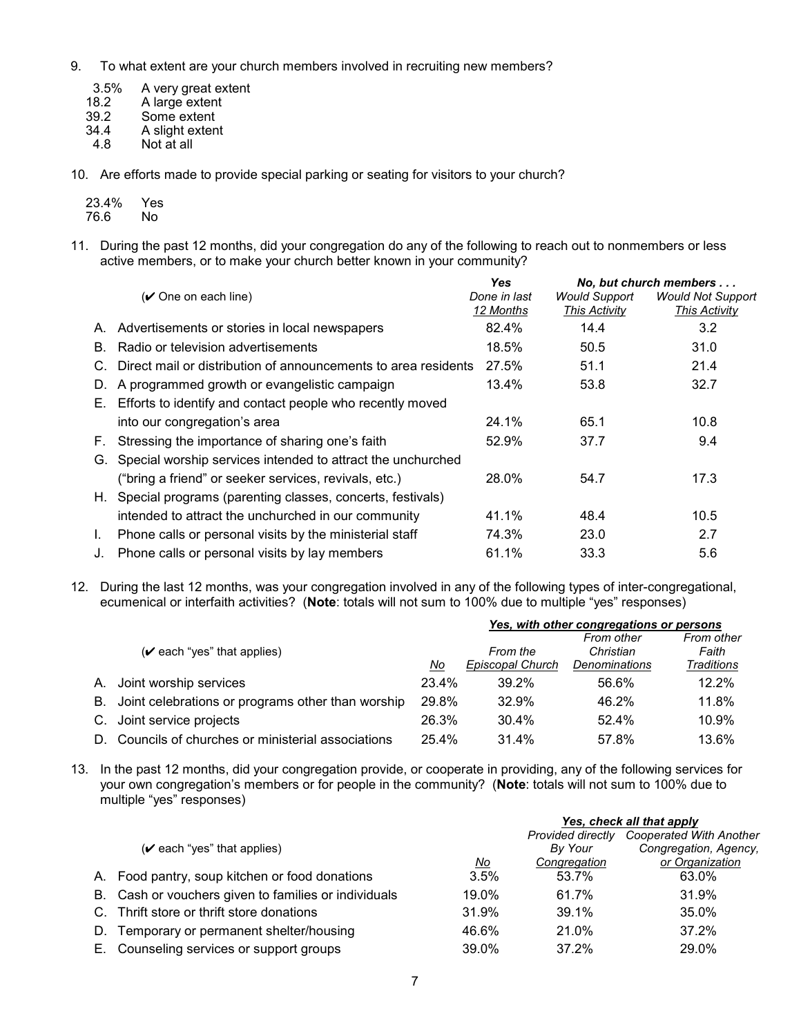9. To what extent are your church members involved in recruiting new members?

| | |
|---|---|
| 3.5% | A very great extent |
| 18.2 | A large extent |
| 39.2 | Some extent |
| 34.4 | A slight extent |
| 4.8 | Not at all |

10. Are efforts made to provide special parking or seating for visitors to your church?

| | |
|---|---|
| 23.4% | Yes |
| 76.6 | No |

11. During the past 12 months, did your congregation do any of the following to reach out to nonmembers or less active members, or to make your church better known in your community?

| (✔ One on each line) | *Yes* | *No, but church members . . .* | |
|---|---|---|---|
| | *Done in last 12 Months* | *Would Support This Activity* | *Would Not Support This Activity* |
| A. Advertisements or stories in local newspapers | 82.4% | 14.4 | 3.2 |
| B. Radio or television advertisements | 18.5% | 50.5 | 31.0 |
| C. Direct mail or distribution of announcements to area residents | 27.5% | 51.1 | 21.4 |
| D. A programmed growth or evangelistic campaign | 13.4% | 53.8 | 32.7 |
| E. Efforts to identify and contact people who recently moved into our congregation's area | 24.1% | 65.1 | 10.8 |
| F. Stressing the importance of sharing one's faith | 52.9% | 37.7 | 9.4 |
| G. Special worship services intended to attract the unchurched ("bring a friend" or seeker services, revivals, etc.) | 28.0% | 54.7 | 17.3 |
| H. Special programs (parenting classes, concerts, festivals) intended to attract the unchurched in our community | 41.1% | 48.4 | 10.5 |
| I. Phone calls or personal visits by the ministerial staff | 74.3% | 23.0 | 2.7 |
| J. Phone calls or personal visits by lay members | 61.1% | 33.3 | 5.6 |

12. During the last 12 months, was your congregation involved in any of the following types of inter-congregational, ecumenical or interfaith activities? (**Note**: totals will not sum to 100% due to multiple "yes" responses)

| (✔ each "yes" that applies) | No | ***Yes, with other congregations or persons*** | | |
|---|---|---|---|---|
| | | *From the Episcopal Church* | *From other Christian Denominations* | *From other Faith Traditions* |
| A. Joint worship services | 23.4% | 39.2% | 56.6% | 12.2% |
| B. Joint celebrations or programs other than worship | 29.8% | 32.9% | 46.2% | 11.8% |
| C. Joint service projects | 26.3% | 30.4% | 52.4% | 10.9% |
| D. Councils of churches or ministerial associations | 25.4% | 31.4% | 57.8% | 13.6% |

13. In the past 12 months, did your congregation provide, or cooperate in providing, any of the following services for your own congregation's members or for people in the community? (**Note**: totals will not sum to 100% due to multiple "yes" responses)

| (✔ each "yes" that applies) | No | ***Yes, check all that apply*** | |
|---|---|---|---|
| | | *Provided directly By Your Congregation* | *Cooperated With Another Congregation, Agency, or Organization* |
| A. Food pantry, soup kitchen or food donations | 3.5% | 53.7% | 63.0% |
| B. Cash or vouchers given to families or individuals | 19.0% | 61.7% | 31.9% |
| C. Thrift store or thrift store donations | 31.9% | 39.1% | 35.0% |
| D. Temporary or permanent shelter/housing | 46.6% | 21.0% | 37.2% |
| E. Counseling services or support groups | 39.0% | 37.2% | 29.0% |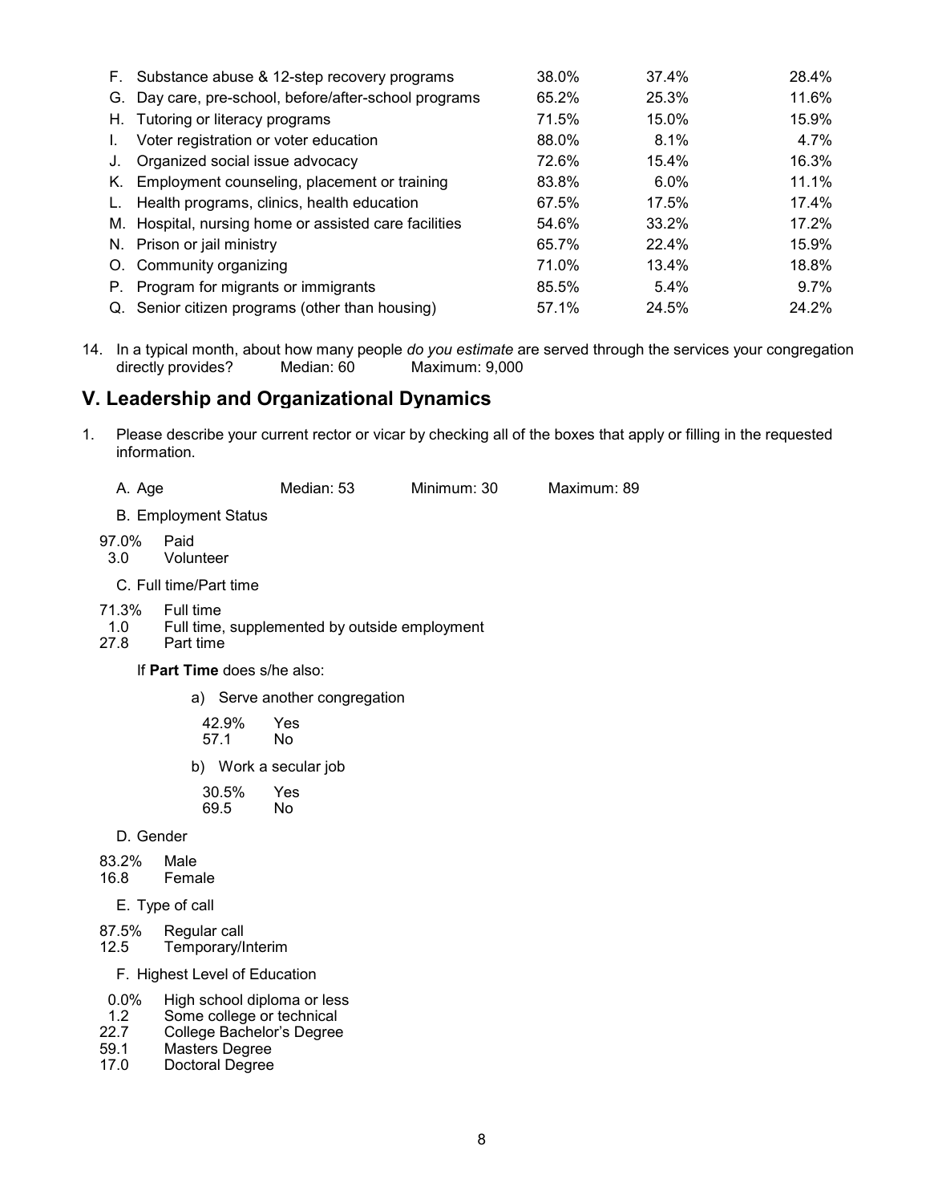| | | | |
|---|---|---|---|
| F. Substance abuse & 12-step recovery programs | 38.0% | 37.4% | 28.4% |
| G. Day care, pre-school, before/after-school programs | 65.2% | 25.3% | 11.6% |
| H. Tutoring or literacy programs | 71.5% | 15.0% | 15.9% |
| I. Voter registration or voter education | 88.0% | 8.1% | 4.7% |
| J. Organized social issue advocacy | 72.6% | 15.4% | 16.3% |
| K. Employment counseling, placement or training | 83.8% | 6.0% | 11.1% |
| L. Health programs, clinics, health education | 67.5% | 17.5% | 17.4% |
| M. Hospital, nursing home or assisted care facilities | 54.6% | 33.2% | 17.2% |
| N. Prison or jail ministry | 65.7% | 22.4% | 15.9% |
| O. Community organizing | 71.0% | 13.4% | 18.8% |
| P. Program for migrants or immigrants | 85.5% | 5.4% | 9.7% |
| Q. Senior citizen programs (other than housing) | 57.1% | 24.5% | 24.2% |

14. In a typical month, about how many people *do you estimate* are served through the services your congregation directly provides? Median: 60 Maximum: 9,000

## V. Leadership and Organizational Dynamics

1. Please describe your current rector or vicar by checking all of the boxes that apply or filling in the requested information.

A. Age Median: 53 Minimum: 30 Maximum: 89

B. Employment Status

97.0% Paid
3.0 Volunteer

C. Full time/Part time

71.3% Full time
1.0 Full time, supplemented by outside employment
27.8 Part time

If **Part Time** does s/he also:

a) Serve another congregation

42.9% Yes
57.1 No

b) Work a secular job

30.5% Yes
69.5 No

D. Gender

83.2% Male
16.8 Female

E. Type of call

87.5% Regular call
12.5 Temporary/Interim

F. Highest Level of Education

0.0% High school diploma or less
1.2 Some college or technical
22.7 College Bachelor's Degree
59.1 Masters Degree
17.0 Doctoral Degree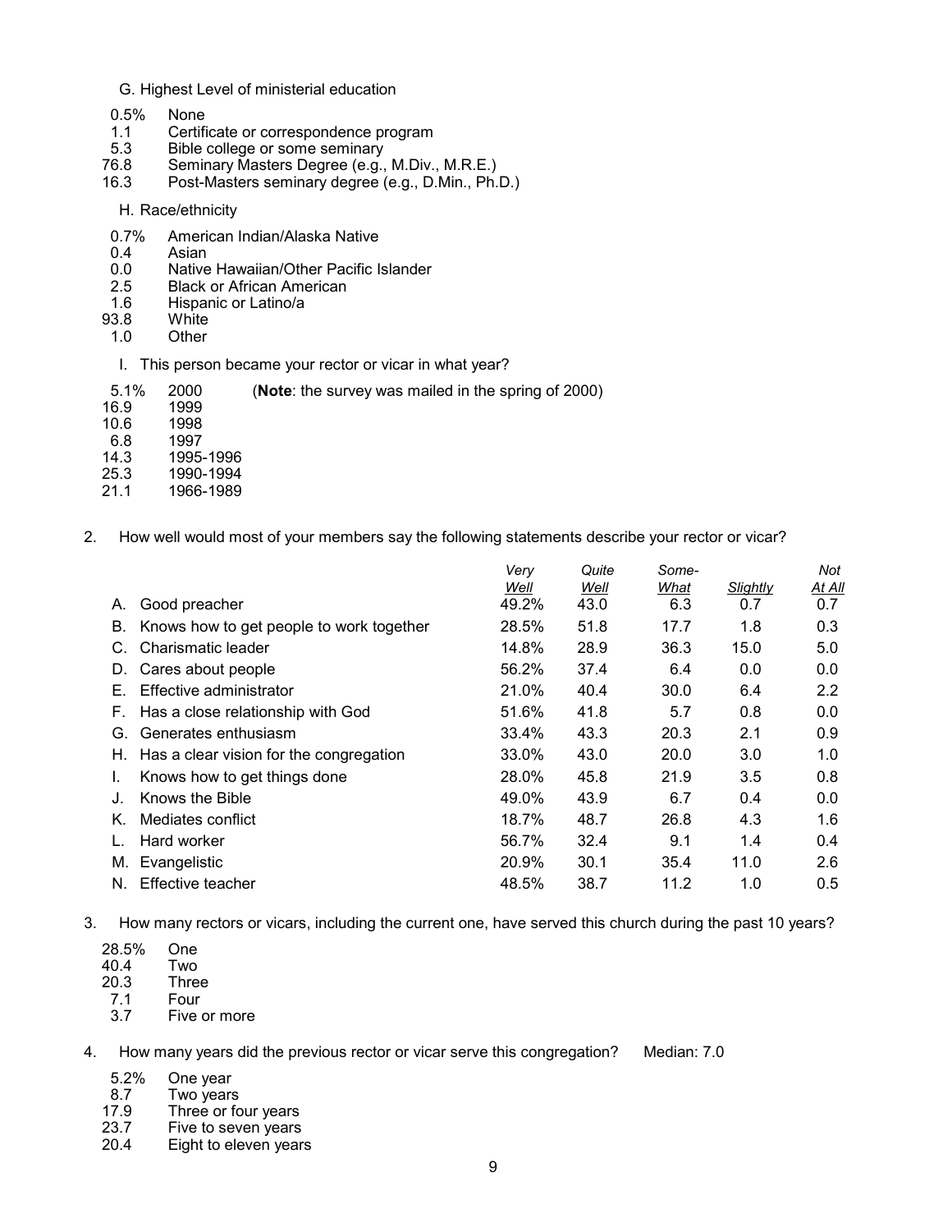G. Highest Level of ministerial education

0.5% None
1.1 Certificate or correspondence program
5.3 Bible college or some seminary
76.8 Seminary Masters Degree (e.g., M.Div., M.R.E.)
16.3 Post-Masters seminary degree (e.g., D.Min., Ph.D.)

H. Race/ethnicity

0.7% American Indian/Alaska Native
0.4 Asian
0.0 Native Hawaiian/Other Pacific Islander
2.5 Black or African American
1.6 Hispanic or Latino/a
93.8 White
1.0 Other

I. This person became your rector or vicar in what year?

5.1% 2000 (**Note**: the survey was mailed in the spring of 2000)
16.9 1999
10.6 1998
6.8 1997
14.3 1995-1996
25.3 1990-1994
21.1 1966-1989

2. How well would most of your members say the following statements describe your rector or vicar?

| | | *Very Well* | *Quite Well* | *Some-What* | *Slightly* | *Not At All* |
|---|---|---|---|---|---|---|
| A. | Good preacher | 49.2% | 43.0 | 6.3 | 0.7 | 0.7 |
| B. | Knows how to get people to work together | 28.5% | 51.8 | 17.7 | 1.8 | 0.3 |
| C. | Charismatic leader | 14.8% | 28.9 | 36.3 | 15.0 | 5.0 |
| D. | Cares about people | 56.2% | 37.4 | 6.4 | 0.0 | 0.0 |
| E. | Effective administrator | 21.0% | 40.4 | 30.0 | 6.4 | 2.2 |
| F. | Has a close relationship with God | 51.6% | 41.8 | 5.7 | 0.8 | 0.0 |
| G. | Generates enthusiasm | 33.4% | 43.3 | 20.3 | 2.1 | 0.9 |
| H. | Has a clear vision for the congregation | 33.0% | 43.0 | 20.0 | 3.0 | 1.0 |
| I. | Knows how to get things done | 28.0% | 45.8 | 21.9 | 3.5 | 0.8 |
| J. | Knows the Bible | 49.0% | 43.9 | 6.7 | 0.4 | 0.0 |
| K. | Mediates conflict | 18.7% | 48.7 | 26.8 | 4.3 | 1.6 |
| L. | Hard worker | 56.7% | 32.4 | 9.1 | 1.4 | 0.4 |
| M. | Evangelistic | 20.9% | 30.1 | 35.4 | 11.0 | 2.6 |
| N. | Effective teacher | 48.5% | 38.7 | 11.2 | 1.0 | 0.5 |

3. How many rectors or vicars, including the current one, have served this church during the past 10 years?

28.5% One
40.4 Two
20.3 Three
7.1 Four
3.7 Five or more

4. How many years did the previous rector or vicar serve this congregation? Median: 7.0

5.2% One year
8.7 Two years
17.9 Three or four years
23.7 Five to seven years
20.4 Eight to eleven years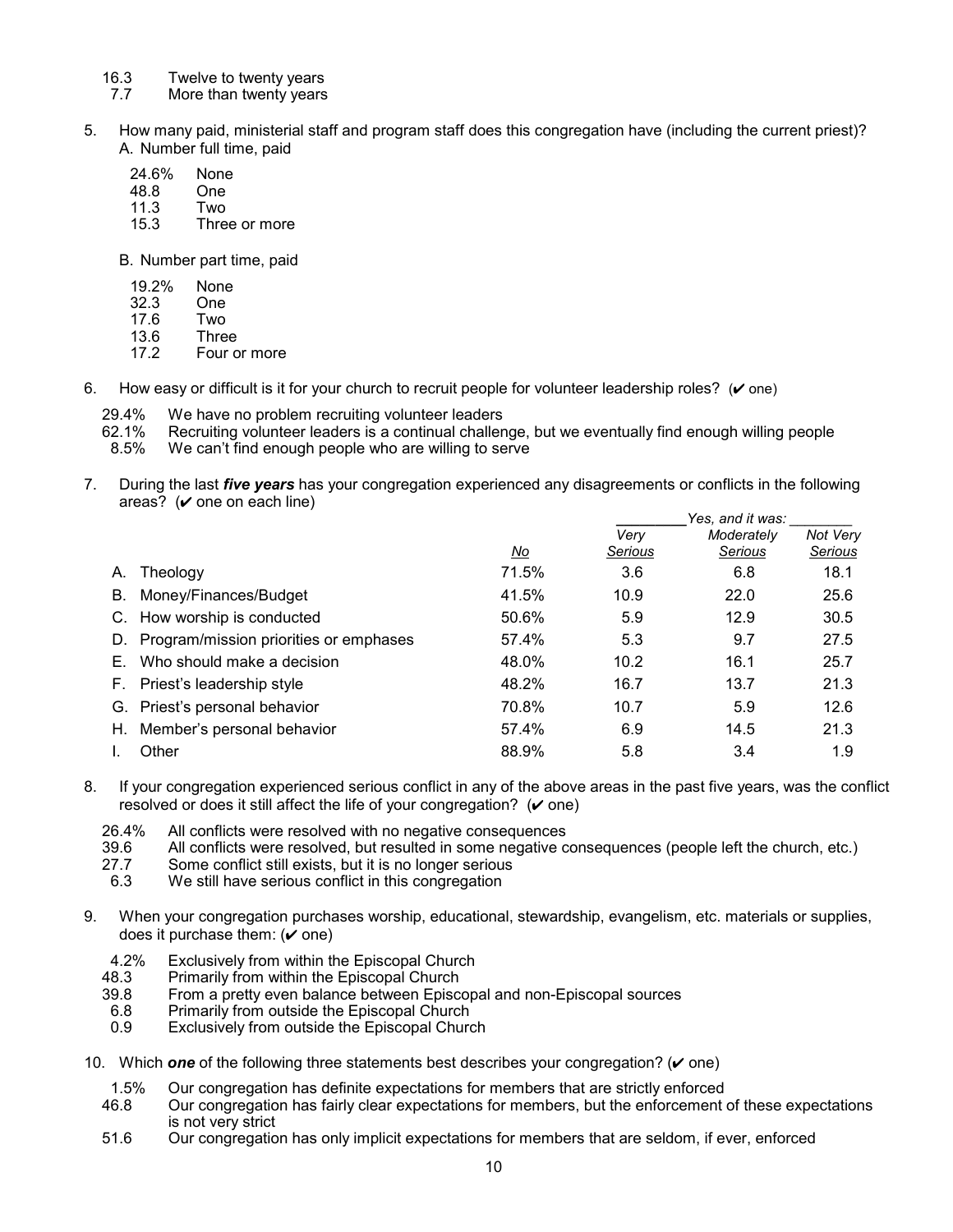16.3 Twelve to twenty years
7.7 More than twenty years

5. How many paid, ministerial staff and program staff does this congregation have (including the current priest)?
   A. Number full time, paid

   24.6% None
   48.8 One
   11.3 Two
   15.3 Three or more

   B. Number part time, paid

   19.2% None
   32.3 One
   17.6 Two
   13.6 Three
   17.2 Four or more

6. How easy or difficult is it for your church to recruit people for volunteer leadership roles? (✔ one)

   29.4% We have no problem recruiting volunteer leaders
   62.1% Recruiting volunteer leaders is a continual challenge, but we eventually find enough willing people
   8.5% We can't find enough people who are willing to serve

7. During the last ***five years*** has your congregation experienced any disagreements or conflicts in the following areas? (✔ one on each line)

| | | Yes, and it was: | | |
|---|---|---|---|---|
| | No | Very Serious | Moderately Serious | Not Very Serious |
| A. Theology | 71.5% | 3.6 | 6.8 | 18.1 |
| B. Money/Finances/Budget | 41.5% | 10.9 | 22.0 | 25.6 |
| C. How worship is conducted | 50.6% | 5.9 | 12.9 | 30.5 |
| D. Program/mission priorities or emphases | 57.4% | 5.3 | 9.7 | 27.5 |
| E. Who should make a decision | 48.0% | 10.2 | 16.1 | 25.7 |
| F. Priest's leadership style | 48.2% | 16.7 | 13.7 | 21.3 |
| G. Priest's personal behavior | 70.8% | 10.7 | 5.9 | 12.6 |
| H. Member's personal behavior | 57.4% | 6.9 | 14.5 | 21.3 |
| I. Other | 88.9% | 5.8 | 3.4 | 1.9 |

8. If your congregation experienced serious conflict in any of the above areas in the past five years, was the conflict resolved or does it still affect the life of your congregation? (✔ one)

   26.4% All conflicts were resolved with no negative consequences
   39.6 All conflicts were resolved, but resulted in some negative consequences (people left the church, etc.)
   27.7 Some conflict still exists, but it is no longer serious
   6.3 We still have serious conflict in this congregation

9. When your congregation purchases worship, educational, stewardship, evangelism, etc. materials or supplies, does it purchase them: (✔ one)

   4.2% Exclusively from within the Episcopal Church
   48.3 Primarily from within the Episcopal Church
   39.8 From a pretty even balance between Episcopal and non-Episcopal sources
   6.8 Primarily from outside the Episcopal Church
   0.9 Exclusively from outside the Episcopal Church

10. Which ***one*** of the following three statements best describes your congregation? (✔ one)

   1.5% Our congregation has definite expectations for members that are strictly enforced
   46.8 Our congregation has fairly clear expectations for members, but the enforcement of these expectations is not very strict
   51.6 Our congregation has only implicit expectations for members that are seldom, if ever, enforced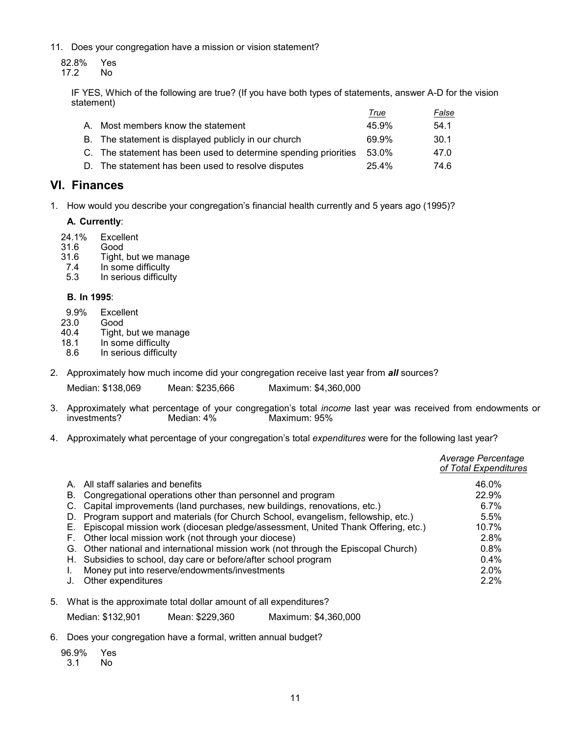11. Does your congregation have a mission or vision statement?

| | |
|---|---|
| 82.8% | Yes |
| 17.2 | No |

IF YES, Which of the following are true? (If you have both types of statements, answer A-D for the vision statement)

| | *True* | *False* |
|---|---|---|
| A. Most members know the statement | 45.9% | 54.1 |
| B. The statement is displayed publicly in our church | 69.9% | 30.1 |
| C. The statement has been used to determine spending priorities | 53.0% | 47.0 |
| D. The statement has been used to resolve disputes | 25.4% | 74.6 |

## VI. Finances

1. How would you describe your congregation's financial health currently and 5 years ago (1995)?

**A. Currently**:

| | |
|---|---|
| 24.1% | Excellent |
| 31.6 | Good |
| 31.6 | Tight, but we manage |
| 7.4 | In some difficulty |
| 5.3 | In serious difficulty |

**B. In 1995**:

| | |
|---|---|
| 9.9% | Excellent |
| 23.0 | Good |
| 40.4 | Tight, but we manage |
| 18.1 | In some difficulty |
| 8.6 | In serious difficulty |

2. Approximately how much income did your congregation receive last year from ***all*** sources?

Median: $138,069 Mean: $235,666 Maximum: $4,360,000

3. Approximately what percentage of your congregation's total *income* last year was received from endowments or investments? Median: 4% Maximum: 95%

4. Approximately what percentage of your congregation's total *expenditures* were for the following last year?

| | *Average Percentage of Total Expenditures* |
|---|---|
| A. All staff salaries and benefits | 46.0% |
| B. Congregational operations other than personnel and program | 22.9% |
| C. Capital improvements (land purchases, new buildings, renovations, etc.) | 6.7% |
| D. Program support and materials (for Church School, evangelism, fellowship, etc.) | 5.5% |
| E. Episcopal mission work (diocesan pledge/assessment, United Thank Offering, etc.) | 10.7% |
| F. Other local mission work (not through your diocese) | 2.8% |
| G. Other national and international mission work (not through the Episcopal Church) | 0.8% |
| H. Subsidies to school, day care or before/after school program | 0.4% |
| I. Money put into reserve/endowments/investments | 2.0% |
| J. Other expenditures | 2.2% |

5. What is the approximate total dollar amount of all expenditures?

Median: $132,901 Mean: $229,360 Maximum: $4,360,000

6. Does your congregation have a formal, written annual budget?

| | |
|---|---|
| 96.9% | Yes |
| 3.1 | No |